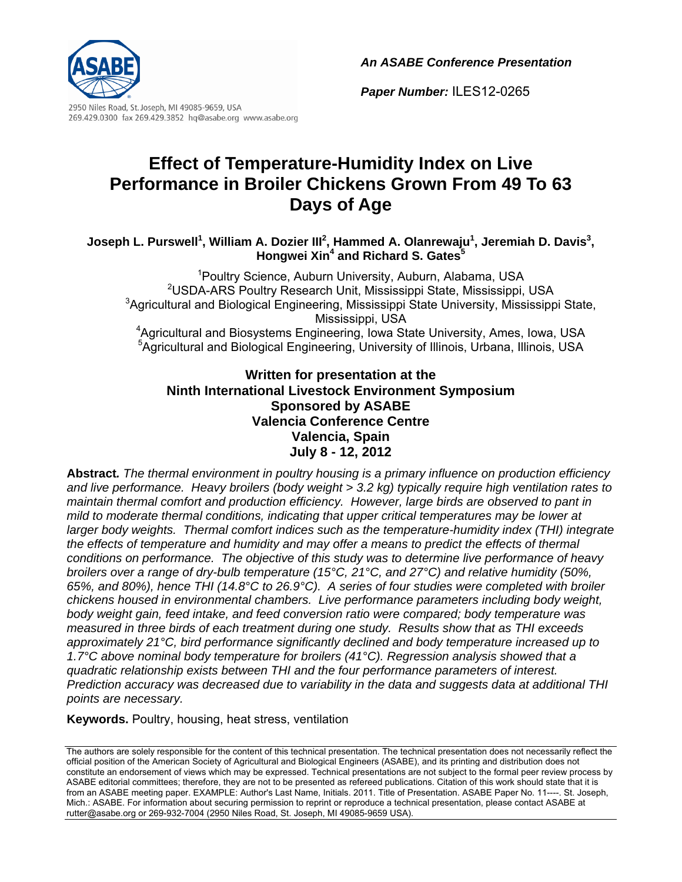2950 Niles Road, St. Joseph, MI 49085-9659, USA
269.429.0300 fax 269.429.3852 hq@asabe.org www.asabe.org

***An ASABE Conference Presentation***

***Paper Number:*** ILES12-0265

# Effect of Temperature-Humidity Index on Live Performance in Broiler Chickens Grown From 49 To 63 Days of Age

**Joseph L. Purswell[1], William A. Dozier III[2], Hammed A. Olanrewaju[1], Jeremiah D. Davis[3], Hongwei Xin[4] and Richard S. Gates[5]**

[1]Poultry Science, Auburn University, Auburn, Alabama, USA
[2]USDA-ARS Poultry Research Unit, Mississippi State, Mississippi, USA
[3]Agricultural and Biological Engineering, Mississippi State University, Mississippi State, Mississippi, USA
[4]Agricultural and Biosystems Engineering, Iowa State University, Ames, Iowa, USA
[5]Agricultural and Biological Engineering, University of Illinois, Urbana, Illinois, USA

**Written for presentation at the**
**Ninth International Livestock Environment Symposium**
**Sponsored by ASABE**
**Valencia Conference Centre**
**Valencia, Spain**
**July 8 - 12, 2012**

**Abstract.** *The thermal environment in poultry housing is a primary influence on production efficiency and live performance. Heavy broilers (body weight > 3.2 kg) typically require high ventilation rates to maintain thermal comfort and production efficiency. However, large birds are observed to pant in mild to moderate thermal conditions, indicating that upper critical temperatures may be lower at larger body weights. Thermal comfort indices such as the temperature-humidity index (THI) integrate the effects of temperature and humidity and may offer a means to predict the effects of thermal conditions on performance. The objective of this study was to determine live performance of heavy broilers over a range of dry-bulb temperature (15°C, 21°C, and 27°C) and relative humidity (50%, 65%, and 80%), hence THI (14.8°C to 26.9°C). A series of four studies were completed with broiler chickens housed in environmental chambers. Live performance parameters including body weight, body weight gain, feed intake, and feed conversion ratio were compared; body temperature was measured in three birds of each treatment during one study. Results show that as THI exceeds approximately 21°C, bird performance significantly declined and body temperature increased up to 1.7°C above nominal body temperature for broilers (41°C). Regression analysis showed that a quadratic relationship exists between THI and the four performance parameters of interest. Prediction accuracy was decreased due to variability in the data and suggests data at additional THI points are necessary.*

**Keywords.** Poultry, housing, heat stress, ventilation

The authors are solely responsible for the content of this technical presentation. The technical presentation does not necessarily reflect the official position of the American Society of Agricultural and Biological Engineers (ASABE), and its printing and distribution does not constitute an endorsement of views which may be expressed. Technical presentations are not subject to the formal peer review process by ASABE editorial committees; therefore, they are not to be presented as refereed publications. Citation of this work should state that it is from an ASABE meeting paper. EXAMPLE: Author's Last Name, Initials. 2011. Title of Presentation. ASABE Paper No. 11----. St. Joseph, Mich.: ASABE. For information about securing permission to reprint or reproduce a technical presentation, please contact ASABE at rutter@asabe.org or 269-932-7004 (2950 Niles Road, St. Joseph, MI 49085-9659 USA).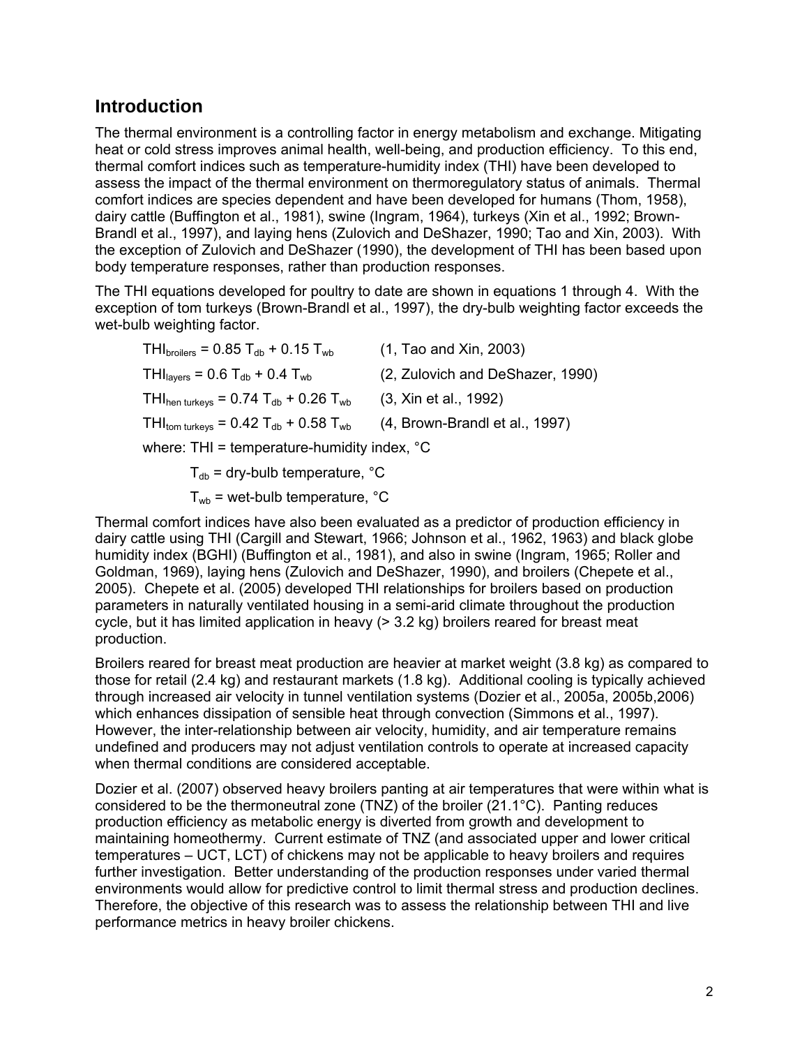## Introduction

The thermal environment is a controlling factor in energy metabolism and exchange. Mitigating heat or cold stress improves animal health, well-being, and production efficiency. To this end, thermal comfort indices such as temperature-humidity index (THI) have been developed to assess the impact of the thermal environment on thermoregulatory status of animals. Thermal comfort indices are species dependent and have been developed for humans (Thom, 1958), dairy cattle (Buffington et al., 1981), swine (Ingram, 1964), turkeys (Xin et al., 1992; Brown-Brandl et al., 1997), and laying hens (Zulovich and DeShazer, 1990; Tao and Xin, 2003). With the exception of Zulovich and DeShazer (1990), the development of THI has been based upon body temperature responses, rather than production responses.

The THI equations developed for poultry to date are shown in equations 1 through 4. With the exception of tom turkeys (Brown-Brandl et al., 1997), the dry-bulb weighting factor exceeds the wet-bulb weighting factor.

$$THI_{broilers} = 0.85\ T_{db} + 0.15\ T_{wb} \quad \text{(1, Tao and Xin, 2003)}$$

$$THI_{layers} = 0.6\ T_{db} + 0.4\ T_{wb} \quad \text{(2, Zulovich and DeShazer, 1990)}$$

$$THI_{hen\ turkeys} = 0.74\ T_{db} + 0.26\ T_{wb} \quad \text{(3, Xin et al., 1992)}$$

$$THI_{tom\ turkeys} = 0.42\ T_{db} + 0.58\ T_{wb} \quad \text{(4, Brown-Brandl et al., 1997)}$$

where: THI = temperature-humidity index, °C

$T_{db}$ = dry-bulb temperature, °C

$T_{wb}$ = wet-bulb temperature, °C

Thermal comfort indices have also been evaluated as a predictor of production efficiency in dairy cattle using THI (Cargill and Stewart, 1966; Johnson et al., 1962, 1963) and black globe humidity index (BGHI) (Buffington et al., 1981), and also in swine (Ingram, 1965; Roller and Goldman, 1969), laying hens (Zulovich and DeShazer, 1990), and broilers (Chepete et al., 2005). Chepete et al. (2005) developed THI relationships for broilers based on production parameters in naturally ventilated housing in a semi-arid climate throughout the production cycle, but it has limited application in heavy (> 3.2 kg) broilers reared for breast meat production.

Broilers reared for breast meat production are heavier at market weight (3.8 kg) as compared to those for retail (2.4 kg) and restaurant markets (1.8 kg). Additional cooling is typically achieved through increased air velocity in tunnel ventilation systems (Dozier et al., 2005a, 2005b,2006) which enhances dissipation of sensible heat through convection (Simmons et al., 1997). However, the inter-relationship between air velocity, humidity, and air temperature remains undefined and producers may not adjust ventilation controls to operate at increased capacity when thermal conditions are considered acceptable.

Dozier et al. (2007) observed heavy broilers panting at air temperatures that were within what is considered to be the thermoneutral zone (TNZ) of the broiler (21.1°C). Panting reduces production efficiency as metabolic energy is diverted from growth and development to maintaining homeothermy. Current estimate of TNZ (and associated upper and lower critical temperatures – UCT, LCT) of chickens may not be applicable to heavy broilers and requires further investigation. Better understanding of the production responses under varied thermal environments would allow for predictive control to limit thermal stress and production declines. Therefore, the objective of this research was to assess the relationship between THI and live performance metrics in heavy broiler chickens.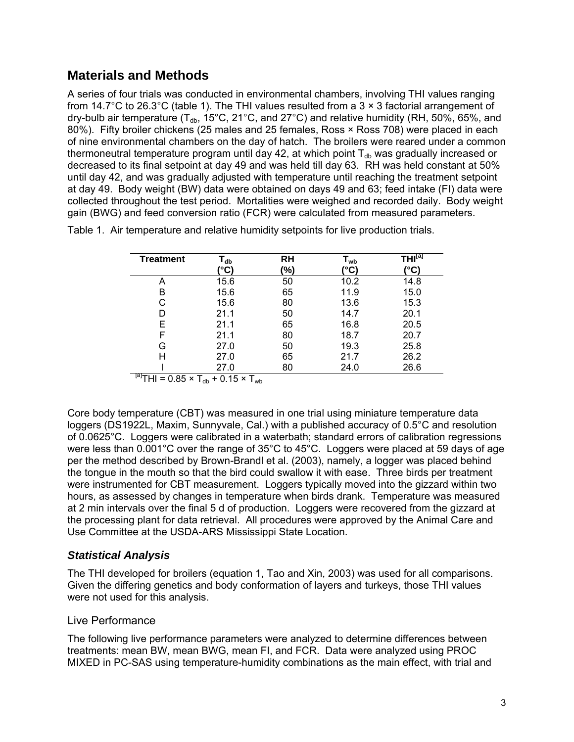## Materials and Methods

A series of four trials was conducted in environmental chambers, involving THI values ranging from 14.7°C to 26.3°C (table 1). The THI values resulted from a 3 × 3 factorial arrangement of dry-bulb air temperature ($T_{db}$, 15°C, 21°C, and 27°C) and relative humidity (RH, 50%, 65%, and 80%). Fifty broiler chickens (25 males and 25 females, Ross × Ross 708) were placed in each of nine environmental chambers on the day of hatch. The broilers were reared under a common thermoneutral temperature program until day 42, at which point $T_{db}$ was gradually increased or decreased to its final setpoint at day 49 and was held till day 63. RH was held constant at 50% until day 42, and was gradually adjusted with temperature until reaching the treatment setpoint at day 49. Body weight (BW) data were obtained on days 49 and 63; feed intake (FI) data were collected throughout the test period. Mortalities were weighed and recorded daily. Body weight gain (BWG) and feed conversion ratio (FCR) were calculated from measured parameters.

Table 1. Air temperature and relative humidity setpoints for live production trials.

| Treatment | $T_{db}$ (°C) | RH (%) | $T_{wb}$ (°C) | THI[a] (°C) |
|---|---|---|---|---|
| A | 15.6 | 50 | 10.2 | 14.8 |
| B | 15.6 | 65 | 11.9 | 15.0 |
| C | 15.6 | 80 | 13.6 | 15.3 |
| D | 21.1 | 50 | 14.7 | 20.1 |
| E | 21.1 | 65 | 16.8 | 20.5 |
| F | 21.1 | 80 | 18.7 | 20.7 |
| G | 27.0 | 50 | 19.3 | 25.8 |
| H | 27.0 | 65 | 21.7 | 26.2 |
| I | 27.0 | 80 | 24.0 | 26.6 |

[a] $THI = 0.85 \times T_{db} + 0.15 \times T_{wb}$

Core body temperature (CBT) was measured in one trial using miniature temperature data loggers (DS1922L, Maxim, Sunnyvale, Cal.) with a published accuracy of 0.5°C and resolution of 0.0625°C. Loggers were calibrated in a waterbath; standard errors of calibration regressions were less than 0.001°C over the range of 35°C to 45°C. Loggers were placed at 59 days of age per the method described by Brown-Brandl et al. (2003), namely, a logger was placed behind the tongue in the mouth so that the bird could swallow it with ease. Three birds per treatment were instrumented for CBT measurement. Loggers typically moved into the gizzard within two hours, as assessed by changes in temperature when birds drank. Temperature was measured at 2 min intervals over the final 5 d of production. Loggers were recovered from the gizzard at the processing plant for data retrieval. All procedures were approved by the Animal Care and Use Committee at the USDA-ARS Mississippi State Location.

### *Statistical Analysis*

The THI developed for broilers (equation 1, Tao and Xin, 2003) was used for all comparisons. Given the differing genetics and body conformation of layers and turkeys, those THI values were not used for this analysis.

#### Live Performance

The following live performance parameters were analyzed to determine differences between treatments: mean BW, mean BWG, mean FI, and FCR. Data were analyzed using PROC MIXED in PC-SAS using temperature-humidity combinations as the main effect, with trial and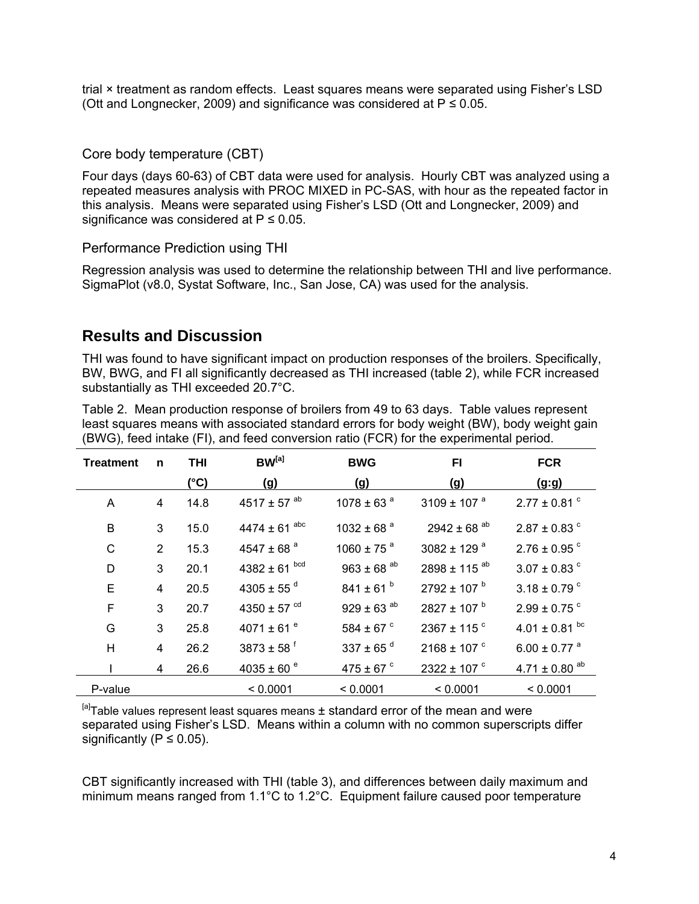trial × treatment as random effects. Least squares means were separated using Fisher's LSD (Ott and Longnecker, 2009) and significance was considered at $P \leq 0.05$.

### Core body temperature (CBT)

Four days (days 60-63) of CBT data were used for analysis. Hourly CBT was analyzed using a repeated measures analysis with PROC MIXED in PC-SAS, with hour as the repeated factor in this analysis. Means were separated using Fisher's LSD (Ott and Longnecker, 2009) and significance was considered at $P \leq 0.05$.

### Performance Prediction using THI

Regression analysis was used to determine the relationship between THI and live performance. SigmaPlot (v8.0, Systat Software, Inc., San Jose, CA) was used for the analysis.

## Results and Discussion

THI was found to have significant impact on production responses of the broilers. Specifically, BW, BWG, and FI all significantly decreased as THI increased (table 2), while FCR increased substantially as THI exceeded 20.7°C.

Table 2. Mean production response of broilers from 49 to 63 days. Table values represent least squares means with associated standard errors for body weight (BW), body weight gain (BWG), feed intake (FI), and feed conversion ratio (FCR) for the experimental period.

| Treatment | n | THI (°C) | BW[a] (g) | BWG (g) | FI (g) | FCR (g:g) |
|---|---|---|---|---|---|---|
| A | 4 | 14.8 | 4517 ± 57 [ab] | 1078 ± 63 [a] | 3109 ± 107 [a] | 2.77 ± 0.81 [c] |
| B | 3 | 15.0 | 4474 ± 61 [abc] | 1032 ± 68 [a] | 2942 ± 68 [ab] | 2.87 ± 0.83 [c] |
| C | 2 | 15.3 | 4547 ± 68 [a] | 1060 ± 75 [a] | 3082 ± 129 [a] | 2.76 ± 0.95 [c] |
| D | 3 | 20.1 | 4382 ± 61 [bcd] | 963 ± 68 [ab] | 2898 ± 115 [ab] | 3.07 ± 0.83 [c] |
| E | 4 | 20.5 | 4305 ± 55 [d] | 841 ± 61 [b] | 2792 ± 107 [b] | 3.18 ± 0.79 [c] |
| F | 3 | 20.7 | 4350 ± 57 [cd] | 929 ± 63 [ab] | 2827 ± 107 [b] | 2.99 ± 0.75 [c] |
| G | 3 | 25.8 | 4071 ± 61 [e] | 584 ± 67 [c] | 2367 ± 115 [c] | 4.01 ± 0.81 [bc] |
| H | 4 | 26.2 | 3873 ± 58 [f] | 337 ± 65 [d] | 2168 ± 107 [c] | 6.00 ± 0.77 [a] |
| I | 4 | 26.6 | 4035 ± 60 [e] | 475 ± 67 [c] | 2322 ± 107 [c] | 4.71 ± 0.80 [ab] |
| P-value | | | < 0.0001 | < 0.0001 | < 0.0001 | < 0.0001 |

[a]Table values represent least squares means ± standard error of the mean and were separated using Fisher's LSD. Means within a column with no common superscripts differ significantly ($P \leq 0.05$).

CBT significantly increased with THI (table 3), and differences between daily maximum and minimum means ranged from 1.1°C to 1.2°C. Equipment failure caused poor temperature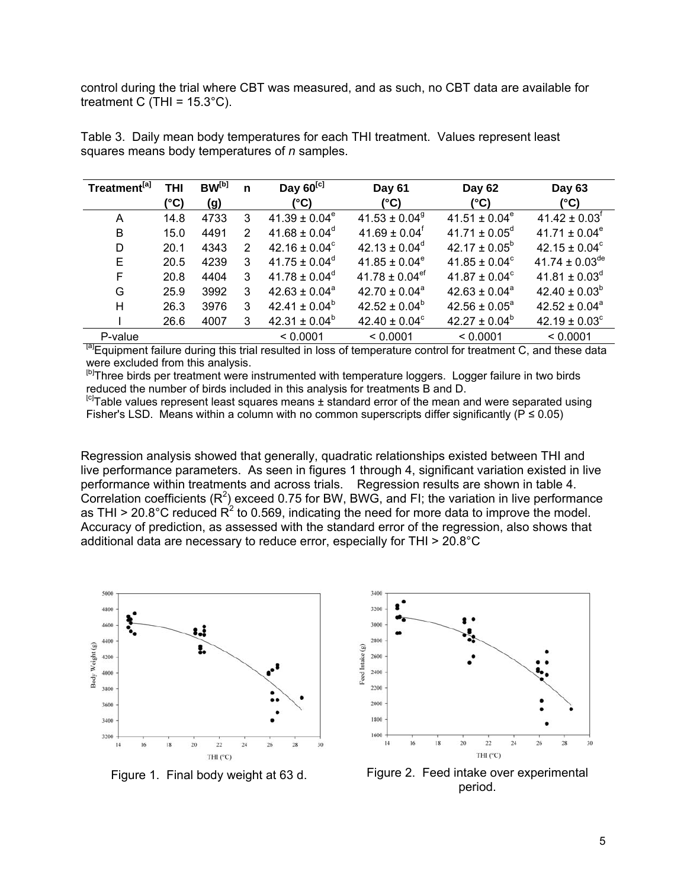control during the trial where CBT was measured, and as such, no CBT data are available for treatment C (THI = 15.3°C).

Table 3. Daily mean body temperatures for each THI treatment. Values represent least squares means body temperatures of *n* samples.

| Treatment[a] | THI (°C) | BW[b] (g) | n | Day 60[c] (°C) | Day 61 (°C) | Day 62 (°C) | Day 63 (°C) |
|---|---|---|---|---|---|---|---|
| A | 14.8 | 4733 | 3 | 41.39 ± 0.04[e] | 41.53 ± 0.04[g] | 41.51 ± 0.04[e] | 41.42 ± 0.03[f] |
| B | 15.0 | 4491 | 2 | 41.68 ± 0.04[d] | 41.69 ± 0.04[f] | 41.71 ± 0.05[d] | 41.71 ± 0.04[e] |
| D | 20.1 | 4343 | 2 | 42.16 ± 0.04[c] | 42.13 ± 0.04[d] | 42.17 ± 0.05[b] | 42.15 ± 0.04[c] |
| E | 20.5 | 4239 | 3 | 41.75 ± 0.04[d] | 41.85 ± 0.04[e] | 41.85 ± 0.04[c] | 41.74 ± 0.03[de] |
| F | 20.8 | 4404 | 3 | 41.78 ± 0.04[d] | 41.78 ± 0.04[ef] | 41.87 ± 0.04[c] | 41.81 ± 0.03[d] |
| G | 25.9 | 3992 | 3 | 42.63 ± 0.04[a] | 42.70 ± 0.04[a] | 42.63 ± 0.04[a] | 42.40 ± 0.03[b] |
| H | 26.3 | 3976 | 3 | 42.41 ± 0.04[b] | 42.52 ± 0.04[b] | 42.56 ± 0.05[a] | 42.52 ± 0.04[a] |
| I | 26.6 | 4007 | 3 | 42.31 ± 0.04[b] | 42.40 ± 0.04[c] | 42.27 ± 0.04[b] | 42.19 ± 0.03[c] |
| P-value | | | | < 0.0001 | < 0.0001 | < 0.0001 | < 0.0001 |

[a]Equipment failure during this trial resulted in loss of temperature control for treatment C, and these data were excluded from this analysis.
[b]Three birds per treatment were instrumented with temperature loggers. Logger failure in two birds reduced the number of birds included in this analysis for treatments B and D.
[c]Table values represent least squares means ± standard error of the mean and were separated using Fisher's LSD. Means within a column with no common superscripts differ significantly ($P \leq 0.05$)

Regression analysis showed that generally, quadratic relationships existed between THI and live performance parameters. As seen in figures 1 through 4, significant variation existed in live performance within treatments and across trials. Regression results are shown in table 4. Correlation coefficients ($R^2$) exceed 0.75 for BW, BWG, and FI; the variation in live performance as THI > 20.8°C reduced $R^2$ to 0.569, indicating the need for more data to improve the model. Accuracy of prediction, as assessed with the standard error of the regression, also shows that additional data are necessary to reduce error, especially for THI > 20.8°C

Figure 1. Final body weight at 63 d.

Figure 2. Feed intake over experimental period.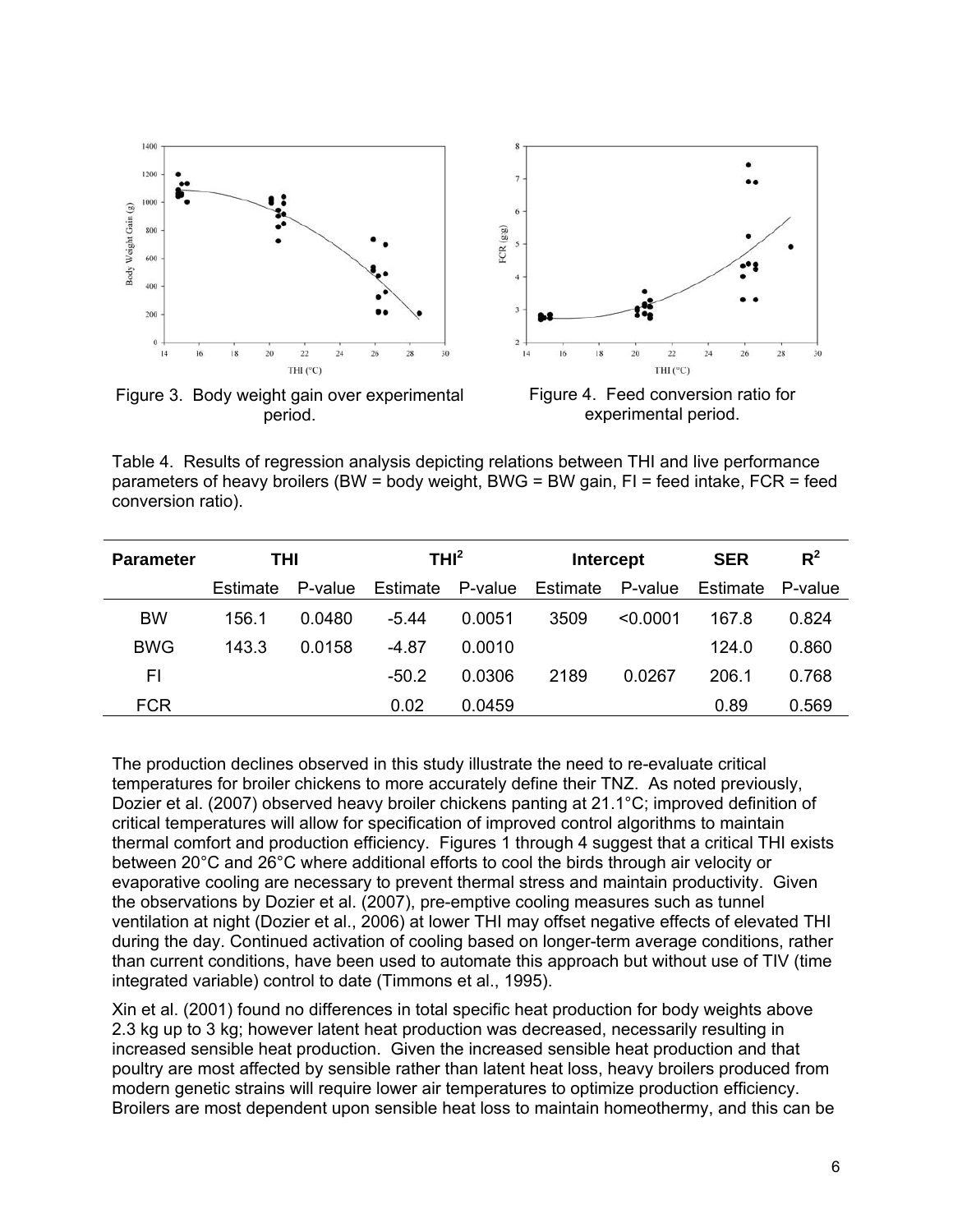Figure 3. Body weight gain over experimental period.

Figure 4. Feed conversion ratio for experimental period.

Table 4. Results of regression analysis depicting relations between THI and live performance parameters of heavy broilers (BW = body weight, BWG = BW gain, FI = feed intake, FCR = feed conversion ratio).

| Parameter | THI | | $THI^2$ | | Intercept | | SER | $R^2$ |
|---|---|---|---|---|---|---|---|---|
| | Estimate | P-value | Estimate | P-value | Estimate | P-value | Estimate | P-value |
| BW | 156.1 | 0.0480 | -5.44 | 0.0051 | 3509 | <0.0001 | 167.8 | 0.824 |
| BWG | 143.3 | 0.0158 | -4.87 | 0.0010 | | | 124.0 | 0.860 |
| FI | | | -50.2 | 0.0306 | 2189 | 0.0267 | 206.1 | 0.768 |
| FCR | | | 0.02 | 0.0459 | | | 0.89 | 0.569 |

The production declines observed in this study illustrate the need to re-evaluate critical temperatures for broiler chickens to more accurately define their TNZ. As noted previously, Dozier et al. (2007) observed heavy broiler chickens panting at 21.1°C; improved definition of critical temperatures will allow for specification of improved control algorithms to maintain thermal comfort and production efficiency. Figures 1 through 4 suggest that a critical THI exists between 20°C and 26°C where additional efforts to cool the birds through air velocity or evaporative cooling are necessary to prevent thermal stress and maintain productivity. Given the observations by Dozier et al. (2007), pre-emptive cooling measures such as tunnel ventilation at night (Dozier et al., 2006) at lower THI may offset negative effects of elevated THI during the day. Continued activation of cooling based on longer-term average conditions, rather than current conditions, have been used to automate this approach but without use of TIV (time integrated variable) control to date (Timmons et al., 1995).

Xin et al. (2001) found no differences in total specific heat production for body weights above 2.3 kg up to 3 kg; however latent heat production was decreased, necessarily resulting in increased sensible heat production. Given the increased sensible heat production and that poultry are most affected by sensible rather than latent heat loss, heavy broilers produced from modern genetic strains will require lower air temperatures to optimize production efficiency. Broilers are most dependent upon sensible heat loss to maintain homeothermy, and this can be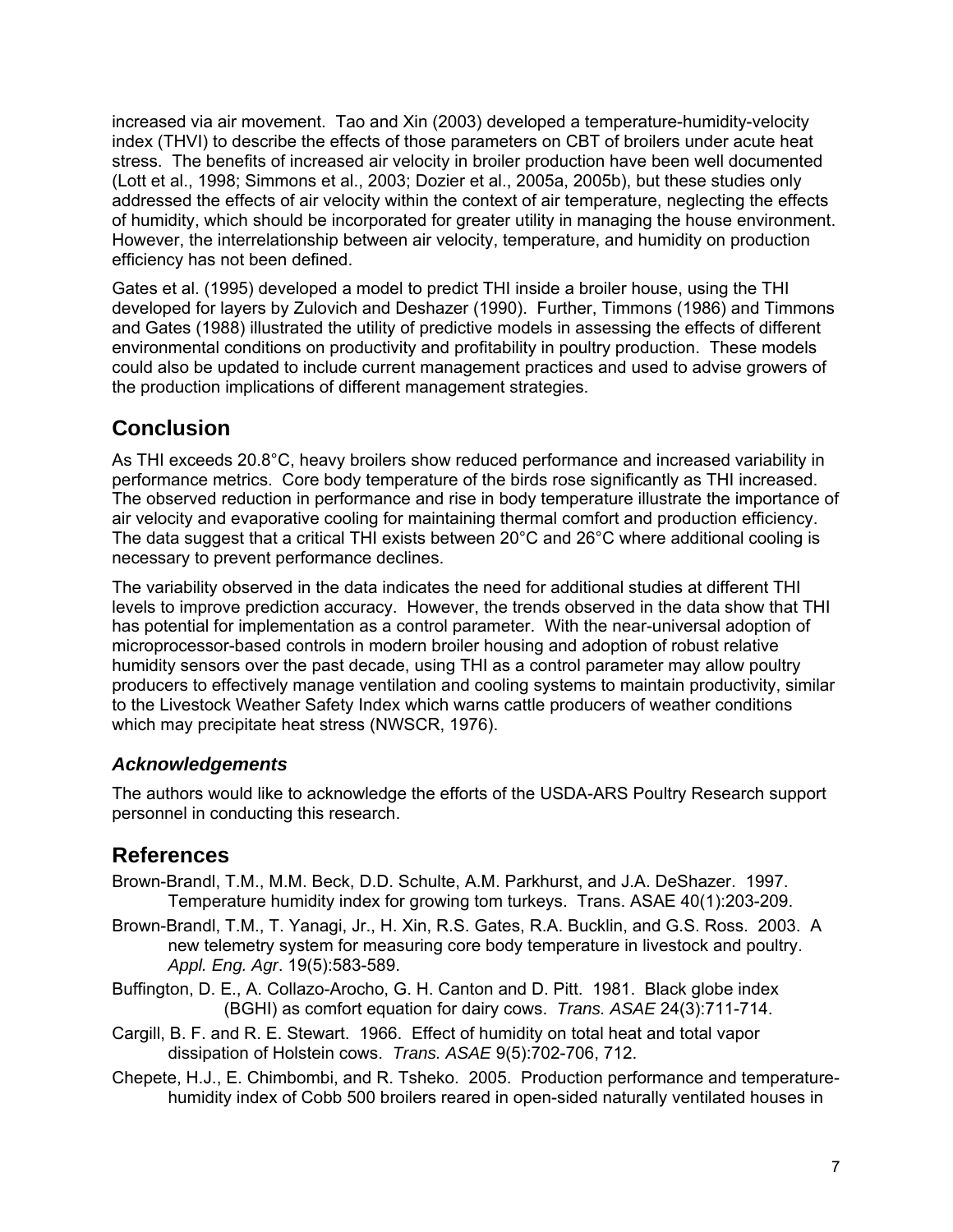increased via air movement. Tao and Xin (2003) developed a temperature-humidity-velocity index (THVI) to describe the effects of those parameters on CBT of broilers under acute heat stress. The benefits of increased air velocity in broiler production have been well documented (Lott et al., 1998; Simmons et al., 2003; Dozier et al., 2005a, 2005b), but these studies only addressed the effects of air velocity within the context of air temperature, neglecting the effects of humidity, which should be incorporated for greater utility in managing the house environment. However, the interrelationship between air velocity, temperature, and humidity on production efficiency has not been defined.

Gates et al. (1995) developed a model to predict THI inside a broiler house, using the THI developed for layers by Zulovich and Deshazer (1990). Further, Timmons (1986) and Timmons and Gates (1988) illustrated the utility of predictive models in assessing the effects of different environmental conditions on productivity and profitability in poultry production. These models could also be updated to include current management practices and used to advise growers of the production implications of different management strategies.

## Conclusion

As THI exceeds 20.8°C, heavy broilers show reduced performance and increased variability in performance metrics. Core body temperature of the birds rose significantly as THI increased. The observed reduction in performance and rise in body temperature illustrate the importance of air velocity and evaporative cooling for maintaining thermal comfort and production efficiency. The data suggest that a critical THI exists between 20°C and 26°C where additional cooling is necessary to prevent performance declines.

The variability observed in the data indicates the need for additional studies at different THI levels to improve prediction accuracy. However, the trends observed in the data show that THI has potential for implementation as a control parameter. With the near-universal adoption of microprocessor-based controls in modern broiler housing and adoption of robust relative humidity sensors over the past decade, using THI as a control parameter may allow poultry producers to effectively manage ventilation and cooling systems to maintain productivity, similar to the Livestock Weather Safety Index which warns cattle producers of weather conditions which may precipitate heat stress (NWSCR, 1976).

### *Acknowledgements*

The authors would like to acknowledge the efforts of the USDA-ARS Poultry Research support personnel in conducting this research.

## References

Brown-Brandl, T.M., M.M. Beck, D.D. Schulte, A.M. Parkhurst, and J.A. DeShazer. 1997. Temperature humidity index for growing tom turkeys. Trans. ASAE 40(1):203-209.

Brown-Brandl, T.M., T. Yanagi, Jr., H. Xin, R.S. Gates, R.A. Bucklin, and G.S. Ross. 2003. A new telemetry system for measuring core body temperature in livestock and poultry. *Appl. Eng. Agr*. 19(5):583-589.

Buffington, D. E., A. Collazo-Arocho, G. H. Canton and D. Pitt. 1981. Black globe index (BGHI) as comfort equation for dairy cows. *Trans. ASAE* 24(3):711-714.

Cargill, B. F. and R. E. Stewart. 1966. Effect of humidity on total heat and total vapor dissipation of Holstein cows. *Trans. ASAE* 9(5):702-706, 712.

Chepete, H.J., E. Chimbombi, and R. Tsheko. 2005. Production performance and temperature-humidity index of Cobb 500 broilers reared in open-sided naturally ventilated houses in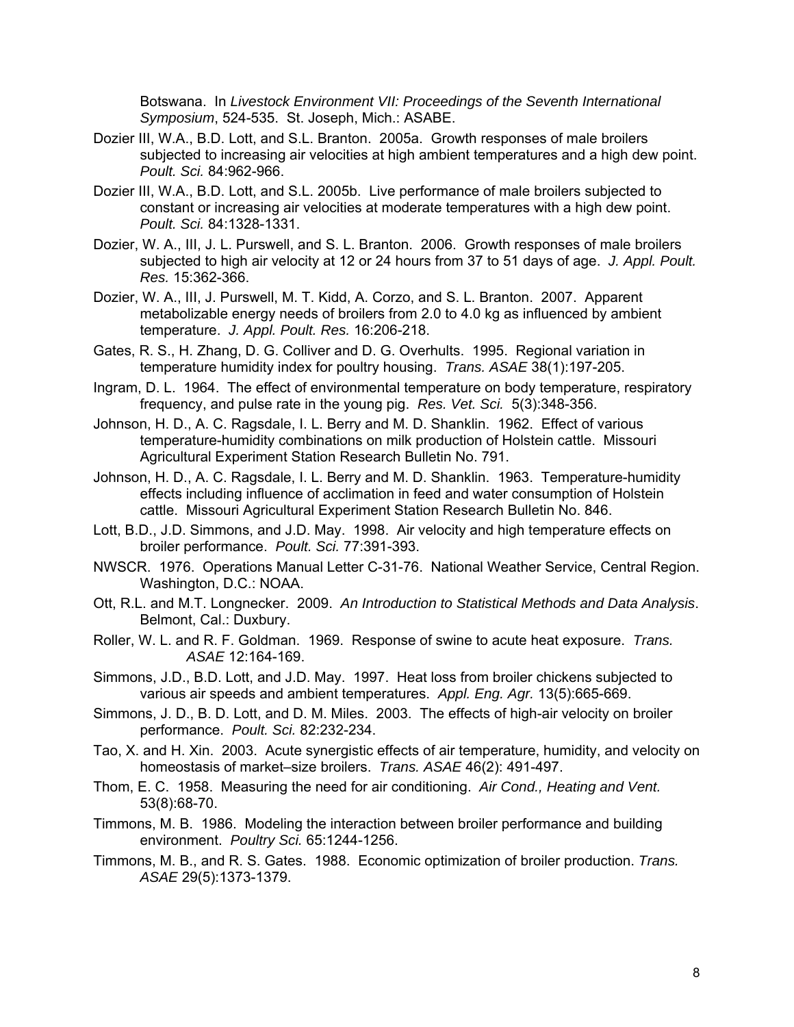Botswana. In *Livestock Environment VII: Proceedings of the Seventh International Symposium*, 524-535. St. Joseph, Mich.: ASABE.

Dozier III, W.A., B.D. Lott, and S.L. Branton. 2005a. Growth responses of male broilers subjected to increasing air velocities at high ambient temperatures and a high dew point. *Poult. Sci.* 84:962-966.

Dozier III, W.A., B.D. Lott, and S.L. 2005b. Live performance of male broilers subjected to constant or increasing air velocities at moderate temperatures with a high dew point. *Poult. Sci.* 84:1328-1331.

Dozier, W. A., III, J. L. Purswell, and S. L. Branton. 2006. Growth responses of male broilers subjected to high air velocity at 12 or 24 hours from 37 to 51 days of age. *J. Appl. Poult. Res.* 15:362-366.

Dozier, W. A., III, J. Purswell, M. T. Kidd, A. Corzo, and S. L. Branton. 2007. Apparent metabolizable energy needs of broilers from 2.0 to 4.0 kg as influenced by ambient temperature. *J. Appl. Poult. Res.* 16:206-218.

Gates, R. S., H. Zhang, D. G. Colliver and D. G. Overhults. 1995. Regional variation in temperature humidity index for poultry housing. *Trans. ASAE* 38(1):197-205.

Ingram, D. L. 1964. The effect of environmental temperature on body temperature, respiratory frequency, and pulse rate in the young pig. *Res. Vet. Sci.* 5(3):348-356.

Johnson, H. D., A. C. Ragsdale, I. L. Berry and M. D. Shanklin. 1962. Effect of various temperature-humidity combinations on milk production of Holstein cattle. Missouri Agricultural Experiment Station Research Bulletin No. 791.

Johnson, H. D., A. C. Ragsdale, I. L. Berry and M. D. Shanklin. 1963. Temperature-humidity effects including influence of acclimation in feed and water consumption of Holstein cattle. Missouri Agricultural Experiment Station Research Bulletin No. 846.

Lott, B.D., J.D. Simmons, and J.D. May. 1998. Air velocity and high temperature effects on broiler performance. *Poult. Sci.* 77:391-393.

NWSCR. 1976. Operations Manual Letter C-31-76. National Weather Service, Central Region. Washington, D.C.: NOAA.

Ott, R.L. and M.T. Longnecker. 2009. *An Introduction to Statistical Methods and Data Analysis*. Belmont, Cal.: Duxbury.

Roller, W. L. and R. F. Goldman. 1969. Response of swine to acute heat exposure. *Trans. ASAE* 12:164-169.

Simmons, J.D., B.D. Lott, and J.D. May. 1997. Heat loss from broiler chickens subjected to various air speeds and ambient temperatures. *Appl. Eng. Agr.* 13(5):665-669.

Simmons, J. D., B. D. Lott, and D. M. Miles. 2003. The effects of high-air velocity on broiler performance. *Poult. Sci.* 82:232-234.

Tao, X. and H. Xin. 2003. Acute synergistic effects of air temperature, humidity, and velocity on homeostasis of market–size broilers. *Trans. ASAE* 46(2): 491-497.

Thom, E. C. 1958. Measuring the need for air conditioning. *Air Cond., Heating and Vent.* 53(8):68-70.

Timmons, M. B. 1986. Modeling the interaction between broiler performance and building environment. *Poultry Sci.* 65:1244-1256.

Timmons, M. B., and R. S. Gates. 1988. Economic optimization of broiler production. *Trans. ASAE* 29(5):1373-1379.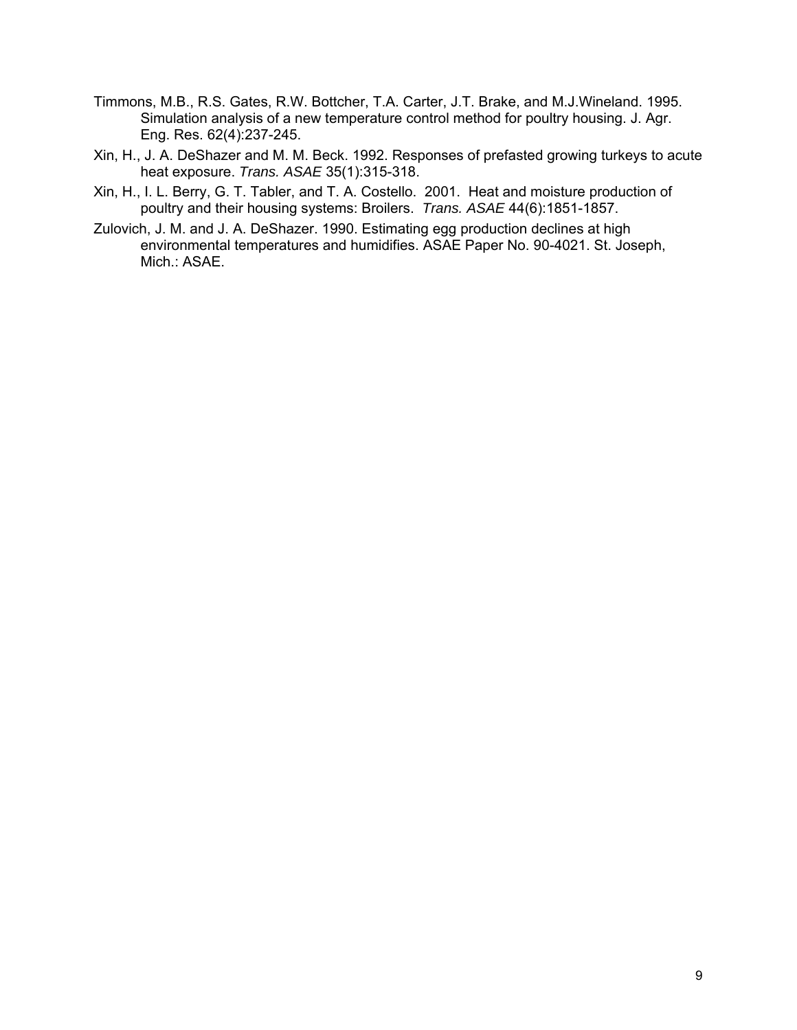Timmons, M.B., R.S. Gates, R.W. Bottcher, T.A. Carter, J.T. Brake, and M.J.Wineland. 1995. Simulation analysis of a new temperature control method for poultry housing. J. Agr. Eng. Res. 62(4):237-245.

Xin, H., J. A. DeShazer and M. M. Beck. 1992. Responses of prefasted growing turkeys to acute heat exposure. *Trans. ASAE* 35(1):315-318.

Xin, H., I. L. Berry, G. T. Tabler, and T. A. Costello. 2001. Heat and moisture production of poultry and their housing systems: Broilers. *Trans. ASAE* 44(6):1851-1857.

Zulovich, J. M. and J. A. DeShazer. 1990. Estimating egg production declines at high environmental temperatures and humidifies. ASAE Paper No. 90-4021. St. Joseph, Mich.: ASAE.